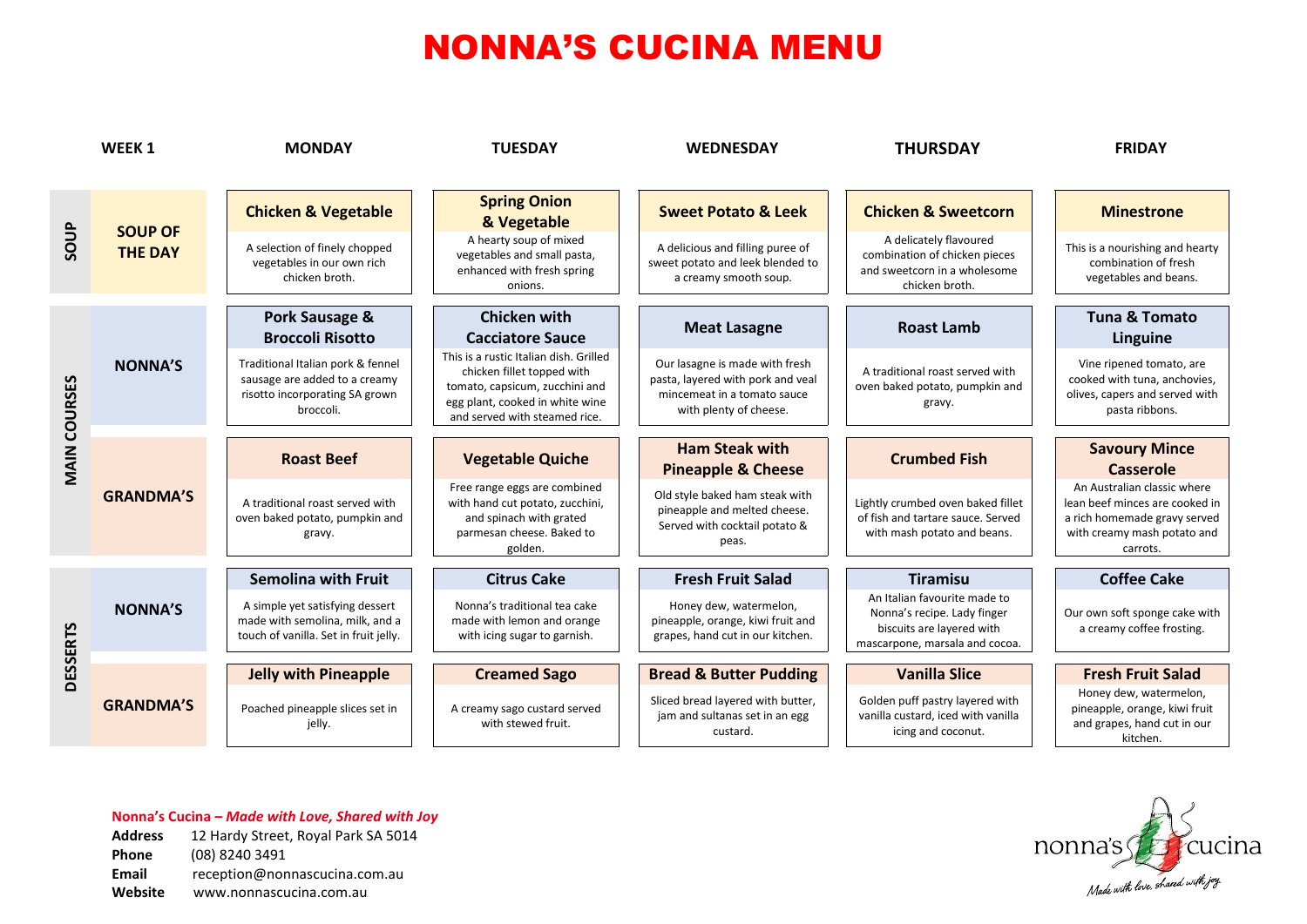# NONNA'S CUCINA MENU

| WEEK 1 | | MONDAY | TUESDAY | WEDNESDAY | THURSDAY | FRIDAY |
|---|---|---|---|---|---|---|
| SOUP | SOUP OF THE DAY | **Chicken & Vegetable** A selection of finely chopped vegetables in our own rich chicken broth. | **Spring Onion & Vegetable** A hearty soup of mixed vegetables and small pasta, enhanced with fresh spring onions. | **Sweet Potato & Leek** A delicious and filling puree of sweet potato and leek blended to a creamy smooth soup. | **Chicken & Sweetcorn** A delicately flavoured combination of chicken pieces and sweetcorn in a wholesome chicken broth. | **Minestrone** This is a nourishing and hearty combination of fresh vegetables and beans. |
| MAIN COURSES | NONNA'S | **Pork Sausage & Broccoli Risotto** Traditional Italian pork & fennel sausage are added to a creamy risotto incorporating SA grown broccoli. | **Chicken with Cacciatore Sauce** This is a rustic Italian dish. Grilled chicken fillet topped with tomato, capsicum, zucchini and egg plant, cooked in white wine and served with steamed rice. | **Meat Lasagne** Our lasagne is made with fresh pasta, layered with pork and veal mincemeat in a tomato sauce with plenty of cheese. | **Roast Lamb** A traditional roast served with oven baked potato, pumpkin and gravy. | **Tuna & Tomato Linguine** Vine ripened tomato, are cooked with tuna, anchovies, olives, capers and served with pasta ribbons. |
| | GRANDMA'S | **Roast Beef** A traditional roast served with oven baked potato, pumpkin and gravy. | **Vegetable Quiche** Free range eggs are combined with hand cut potato, zucchini, and spinach with grated parmesan cheese. Baked to golden. | **Ham Steak with Pineapple & Cheese** Old style baked ham steak with pineapple and melted cheese. Served with cocktail potato & peas. | **Crumbed Fish** Lightly crumbed oven baked fillet of fish and tartare sauce. Served with mash potato and beans. | **Savoury Mince Casserole** An Australian classic where lean beef minces are cooked in a rich homemade gravy served with creamy mash potato and carrots. |
| DESSERTS | NONNA'S | **Semolina with Fruit** A simple yet satisfying dessert made with semolina, milk, and a touch of vanilla. Set in fruit jelly. | **Citrus Cake** Nonna's traditional tea cake made with lemon and orange with icing sugar to garnish. | **Fresh Fruit Salad** Honey dew, watermelon, pineapple, orange, kiwi fruit and grapes, hand cut in our kitchen. | **Tiramisu** An Italian favourite made to Nonna's recipe. Lady finger biscuits are layered with mascarpone, marsala and cocoa. | **Coffee Cake** Our own soft sponge cake with a creamy coffee frosting. |
| | GRANDMA'S | **Jelly with Pineapple** Poached pineapple slices set in jelly. | **Creamed Sago** A creamy sago custard served with stewed fruit. | **Bread & Butter Pudding** Sliced bread layered with butter, jam and sultanas set in an egg custard. | **Vanilla Slice** Golden puff pastry layered with vanilla custard, iced with vanilla icing and coconut. | **Fresh Fruit Salad** Honey dew, watermelon, pineapple, orange, kiwi fruit and grapes, hand cut in our kitchen. |

**Nonna's Cucina – *Made with Love, Shared with Joy***

**Address** 12 Hardy Street, Royal Park SA 5014
**Phone** (08) 8240 3491
**Email** reception@nonnascucina.com.au
**Website** www.nonnascucina.com.au

nonna's cucina
*Made with love, shared with joy.*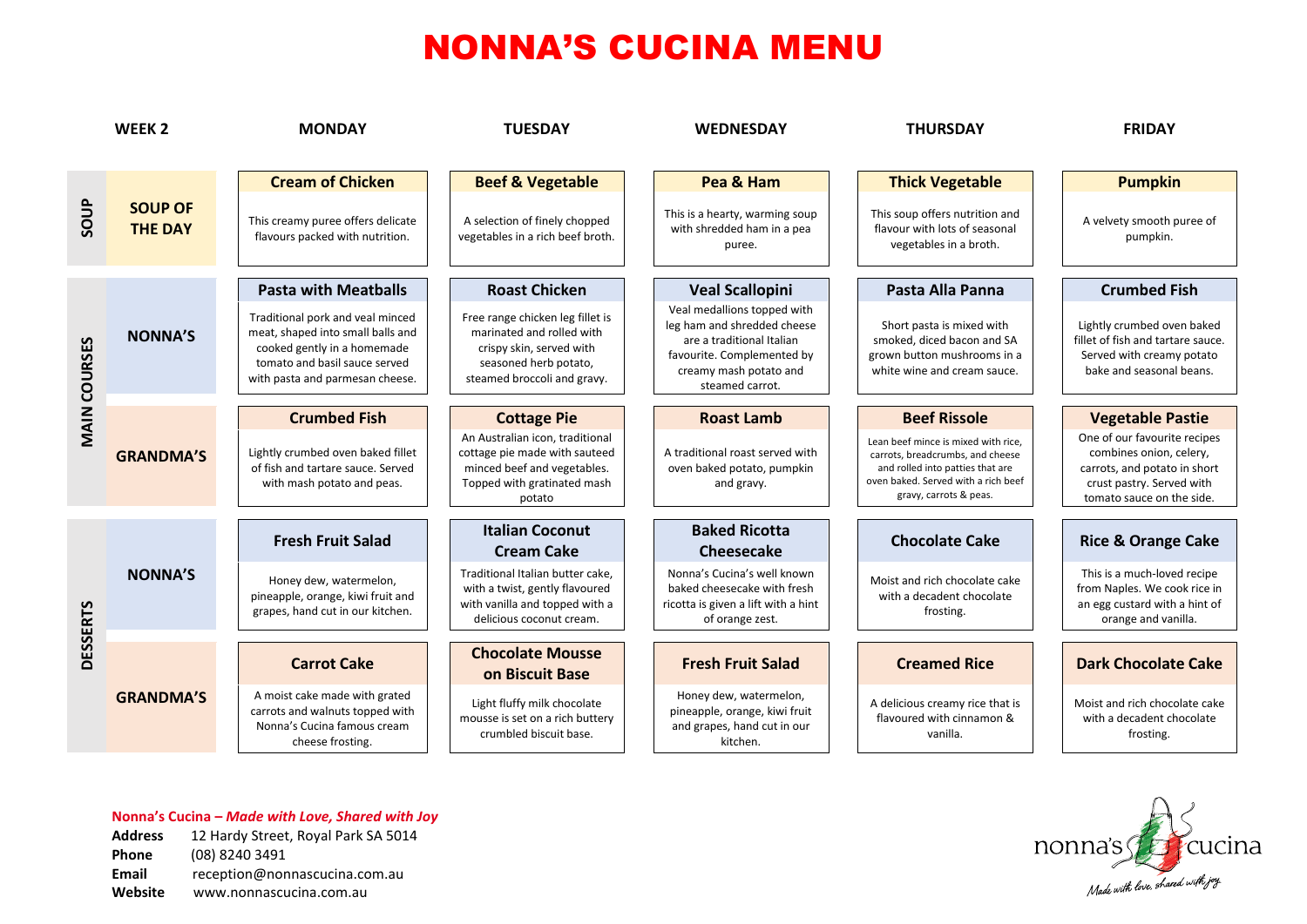# NONNA'S CUCINA MENU

| WEEK 2 | | MONDAY | TUESDAY | WEDNESDAY | THURSDAY | FRIDAY |
|---|---|---|---|---|---|---|
| SOUP | SOUP OF THE DAY | **Cream of Chicken**<br>This creamy puree offers delicate flavours packed with nutrition. | **Beef & Vegetable**<br>A selection of finely chopped vegetables in a rich beef broth. | **Pea & Ham**<br>This is a hearty, warming soup with shredded ham in a pea puree. | **Thick Vegetable**<br>This soup offers nutrition and flavour with lots of seasonal vegetables in a broth. | **Pumpkin**<br>A velvety smooth puree of pumpkin. |
| MAIN COURSES | NONNA'S | **Pasta with Meatballs**<br>Traditional pork and veal minced meat, shaped into small balls and cooked gently in a homemade tomato and basil sauce served with pasta and parmesan cheese. | **Roast Chicken**<br>Free range chicken leg fillet is marinated and rolled with crispy skin, served with seasoned herb potato, steamed broccoli and gravy. | **Veal Scallopini**<br>Veal medallions topped with leg ham and shredded cheese are a traditional Italian favourite. Complemented by creamy mash potato and steamed carrot. | **Pasta Alla Panna**<br>Short pasta is mixed with smoked, diced bacon and SA grown button mushrooms in a white wine and cream sauce. | **Crumbed Fish**<br>Lightly crumbed oven baked fillet of fish and tartare sauce. Served with creamy potato bake and seasonal beans. |
| MAIN COURSES | GRANDMA'S | **Crumbed Fish**<br>Lightly crumbed oven baked fillet of fish and tartare sauce. Served with mash potato and peas. | **Cottage Pie**<br>An Australian icon, traditional cottage pie made with sauteed minced beef and vegetables. Topped with gratinated mash potato | **Roast Lamb**<br>A traditional roast served with oven baked potato, pumpkin and gravy. | **Beef Rissole**<br>Lean beef mince is mixed with rice, carrots, breadcrumbs, and cheese and rolled into patties that are oven baked. Served with a rich beef gravy, carrots & peas. | **Vegetable Pastie**<br>One of our favourite recipes combines onion, celery, carrots, and potato in short crust pastry. Served with tomato sauce on the side. |
| DESSERTS | NONNA'S | **Fresh Fruit Salad**<br>Honey dew, watermelon, pineapple, orange, kiwi fruit and grapes, hand cut in our kitchen. | **Italian Coconut Cream Cake**<br>Traditional Italian butter cake, with a twist, gently flavoured with vanilla and topped with a delicious coconut cream. | **Baked Ricotta Cheesecake**<br>Nonna's Cucina's well known baked cheesecake with fresh ricotta is given a lift with a hint of orange zest. | **Chocolate Cake**<br>Moist and rich chocolate cake with a decadent chocolate frosting. | **Rice & Orange Cake**<br>This is a much-loved recipe from Naples. We cook rice in an egg custard with a hint of orange and vanilla. |
| DESSERTS | GRANDMA'S | **Carrot Cake**<br>A moist cake made with grated carrots and walnuts topped with Nonna's Cucina famous cream cheese frosting. | **Chocolate Mousse on Biscuit Base**<br>Light fluffy milk chocolate mousse is set on a rich buttery crumbled biscuit base. | **Fresh Fruit Salad**<br>Honey dew, watermelon, pineapple, orange, kiwi fruit and grapes, hand cut in our kitchen. | **Creamed Rice**<br>A delicious creamy rice that is flavoured with cinnamon & vanilla. | **Dark Chocolate Cake**<br>Moist and rich chocolate cake with a decadent chocolate frosting. |

**Nonna's Cucina –** ***Made with Love, Shared with Joy***

**Address** 12 Hardy Street, Royal Park SA 5014
**Phone** (08) 8240 3491
**Email** reception@nonnascucina.com.au
**Website** www.nonnascucina.com.au

nonna's cucina
*Made with love, shared with joy.*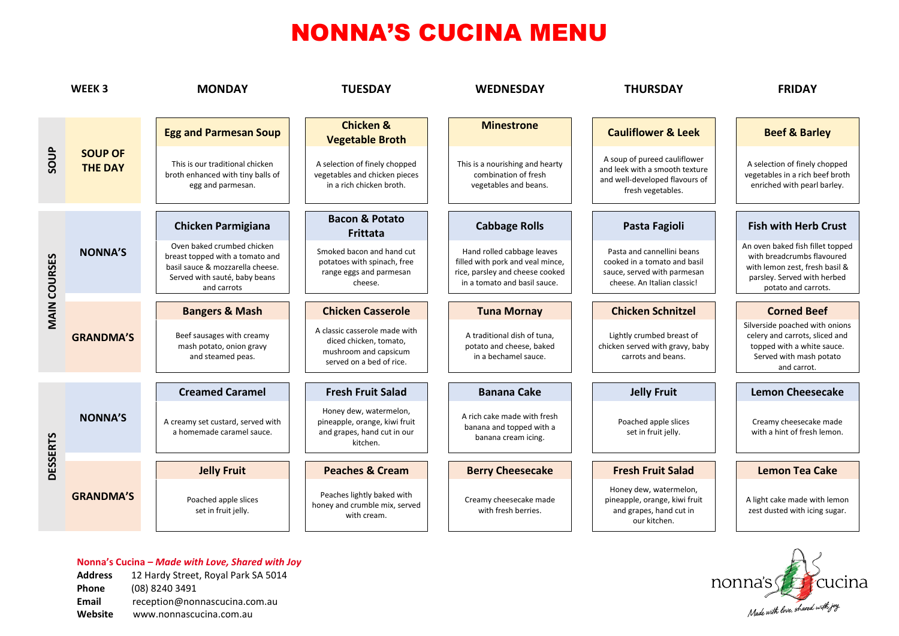# NONNA'S CUCINA MENU

| WEEK 3 | | MONDAY | TUESDAY | WEDNESDAY | THURSDAY | FRIDAY |
|---|---|---|---|---|---|---|
| SOUP | SOUP OF THE DAY | **Egg and Parmesan Soup**<br>This is our traditional chicken broth enhanced with tiny balls of egg and parmesan. | **Chicken & Vegetable Broth**<br>A selection of finely chopped vegetables and chicken pieces in a rich chicken broth. | **Minestrone**<br>This is a nourishing and hearty combination of fresh vegetables and beans. | **Cauliflower & Leek**<br>A soup of pureed cauliflower and leek with a smooth texture and well-developed flavours of fresh vegetables. | **Beef & Barley**<br>A selection of finely chopped vegetables in a rich beef broth enriched with pearl barley. |
| MAIN COURSES | NONNA'S | **Chicken Parmigiana**<br>Oven baked crumbed chicken breast topped with a tomato and basil sauce & mozzarella cheese. Served with sauté, baby beans and carrots | **Bacon & Potato Frittata**<br>Smoked bacon and hand cut potatoes with spinach, free range eggs and parmesan cheese. | **Cabbage Rolls**<br>Hand rolled cabbage leaves filled with pork and veal mince, rice, parsley and cheese cooked in a tomato and basil sauce. | **Pasta Fagioli**<br>Pasta and cannellini beans cooked in a tomato and basil sauce, served with parmesan cheese. An Italian classic! | **Fish with Herb Crust**<br>An oven baked fish fillet topped with breadcrumbs flavoured with lemon zest, fresh basil & parsley. Served with herbed potato and carrots. |
| MAIN COURSES | GRANDMA'S | **Bangers & Mash**<br>Beef sausages with creamy mash potato, onion gravy and steamed peas. | **Chicken Casserole**<br>A classic casserole made with diced chicken, tomato, mushroom and capsicum served on a bed of rice. | **Tuna Mornay**<br>A traditional dish of tuna, potato and cheese, baked in a bechamel sauce. | **Chicken Schnitzel**<br>Lightly crumbed breast of chicken served with gravy, baby carrots and beans. | **Corned Beef**<br>Silverside poached with onions celery and carrots, sliced and topped with a white sauce. Served with mash potato and carrot. |
| DESSERTS | NONNA'S | **Creamed Caramel**<br>A creamy set custard, served with a homemade caramel sauce. | **Fresh Fruit Salad**<br>Honey dew, watermelon, pineapple, orange, kiwi fruit and grapes, hand cut in our kitchen. | **Banana Cake**<br>A rich cake made with fresh banana and topped with a banana cream icing. | **Jelly Fruit**<br>Poached apple slices set in fruit jelly. | **Lemon Cheesecake**<br>Creamy cheesecake made with a hint of fresh lemon. |
| DESSERTS | GRANDMA'S | **Jelly Fruit**<br>Poached apple slices set in fruit jelly. | **Peaches & Cream**<br>Peaches lightly baked with honey and crumble mix, served with cream. | **Berry Cheesecake**<br>Creamy cheesecake made with fresh berries. | **Fresh Fruit Salad**<br>Honey dew, watermelon, pineapple, orange, kiwi fruit and grapes, hand cut in our kitchen. | **Lemon Tea Cake**<br>A light cake made with lemon zest dusted with icing sugar. |

**Nonna's Cucina –** ***Made with Love, Shared with Joy***

**Address** 12 Hardy Street, Royal Park SA 5014
**Phone** (08) 8240 3491
**Email** reception@nonnascucina.com.au
**Website** www.nonnascucina.com.au

nonna's cucina
*Made with love, shared with joy.*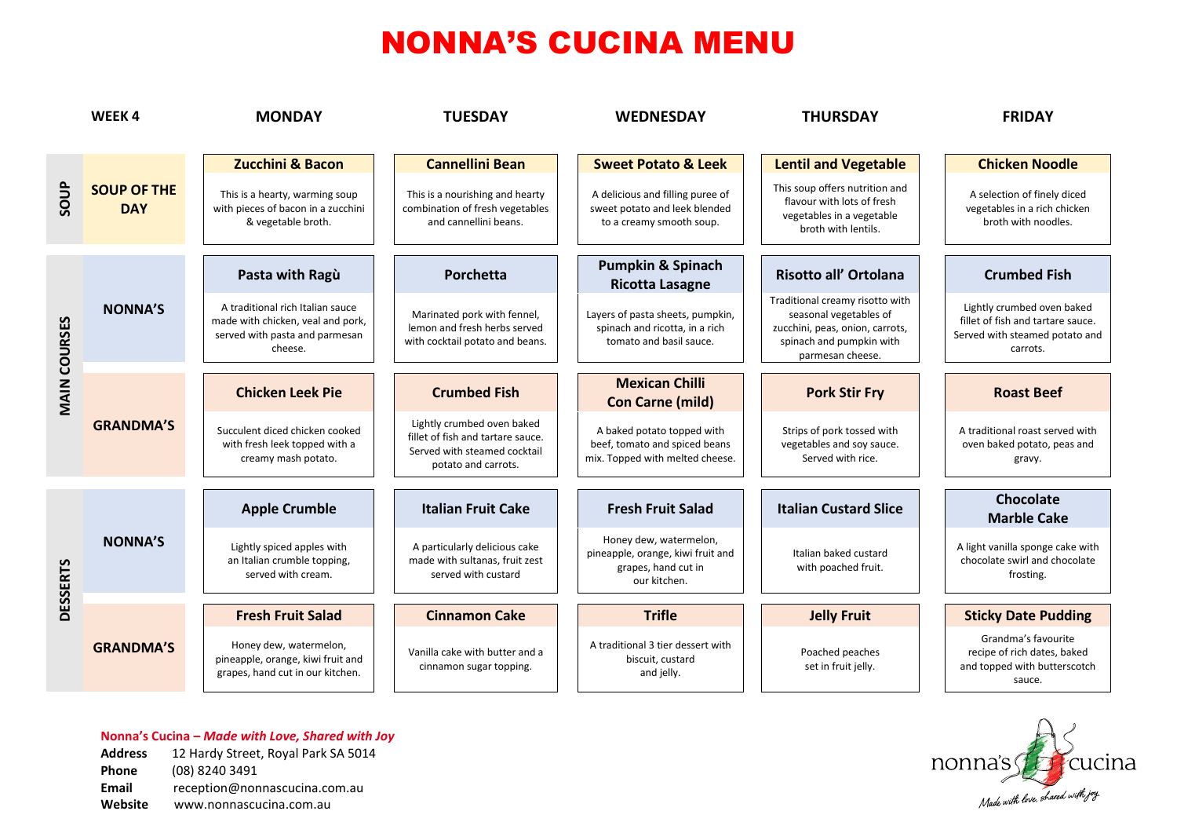# NONNA'S CUCINA MENU

| WEEK 4 | | MONDAY | TUESDAY | WEDNESDAY | THURSDAY | FRIDAY |
|---|---|---|---|---|---|---|
| SOUP | SOUP OF THE DAY | **Zucchini & Bacon**<br>This is a hearty, warming soup with pieces of bacon in a zucchini & vegetable broth. | **Cannellini Bean**<br>This is a nourishing and hearty combination of fresh vegetables and cannellini beans. | **Sweet Potato & Leek**<br>A delicious and filling puree of sweet potato and leek blended to a creamy smooth soup. | **Lentil and Vegetable**<br>This soup offers nutrition and flavour with lots of fresh vegetables in a vegetable broth with lentils. | **Chicken Noodle**<br>A selection of finely diced vegetables in a rich chicken broth with noodles. |
| MAIN COURSES | NONNA'S | **Pasta with Ragù**<br>A traditional rich Italian sauce made with chicken, veal and pork, served with pasta and parmesan cheese. | **Porchetta**<br>Marinated pork with fennel, lemon and fresh herbs served with cocktail potato and beans. | **Pumpkin & Spinach Ricotta Lasagne**<br>Layers of pasta sheets, pumpkin, spinach and ricotta, in a rich tomato and basil sauce. | **Risotto all' Ortolana**<br>Traditional creamy risotto with seasonal vegetables of zucchini, peas, onion, carrots, spinach and pumpkin with parmesan cheese. | **Crumbed Fish**<br>Lightly crumbed oven baked fillet of fish and tartare sauce. Served with steamed potato and carrots. |
| | GRANDMA'S | **Chicken Leek Pie**<br>Succulent diced chicken cooked with fresh leek topped with a creamy mash potato. | **Crumbed Fish**<br>Lightly crumbed oven baked fillet of fish and tartare sauce. Served with steamed cocktail potato and carrots. | **Mexican Chilli Con Carne (mild)**<br>A baked potato topped with beef, tomato and spiced beans mix. Topped with melted cheese. | **Pork Stir Fry**<br>Strips of pork tossed with vegetables and soy sauce. Served with rice. | **Roast Beef**<br>A traditional roast served with oven baked potato, peas and gravy. |
| DESSERTS | NONNA'S | **Apple Crumble**<br>Lightly spiced apples with an Italian crumble topping, served with cream. | **Italian Fruit Cake**<br>A particularly delicious cake made with sultanas, fruit zest served with custard | **Fresh Fruit Salad**<br>Honey dew, watermelon, pineapple, orange, kiwi fruit and grapes, hand cut in our kitchen. | **Italian Custard Slice**<br>Italian baked custard with poached fruit. | **Chocolate Marble Cake**<br>A light vanilla sponge cake with chocolate swirl and chocolate frosting. |
| | GRANDMA'S | **Fresh Fruit Salad**<br>Honey dew, watermelon, pineapple, orange, kiwi fruit and grapes, hand cut in our kitchen. | **Cinnamon Cake**<br>Vanilla cake with butter and a cinnamon sugar topping. | **Trifle**<br>A traditional 3 tier dessert with biscuit, custard and jelly. | **Jelly Fruit**<br>Poached peaches set in fruit jelly. | **Sticky Date Pudding**<br>Grandma's favourite recipe of rich dates, baked and topped with butterscotch sauce. |

**Nonna's Cucina – *Made with Love, Shared with Joy***

**Address** 12 Hardy Street, Royal Park SA 5014
**Phone** (08) 8240 3491
**Email** reception@nonnascucina.com.au
**Website** www.nonnascucina.com.au

nonna's cucina
*Made with love, shared with joy.*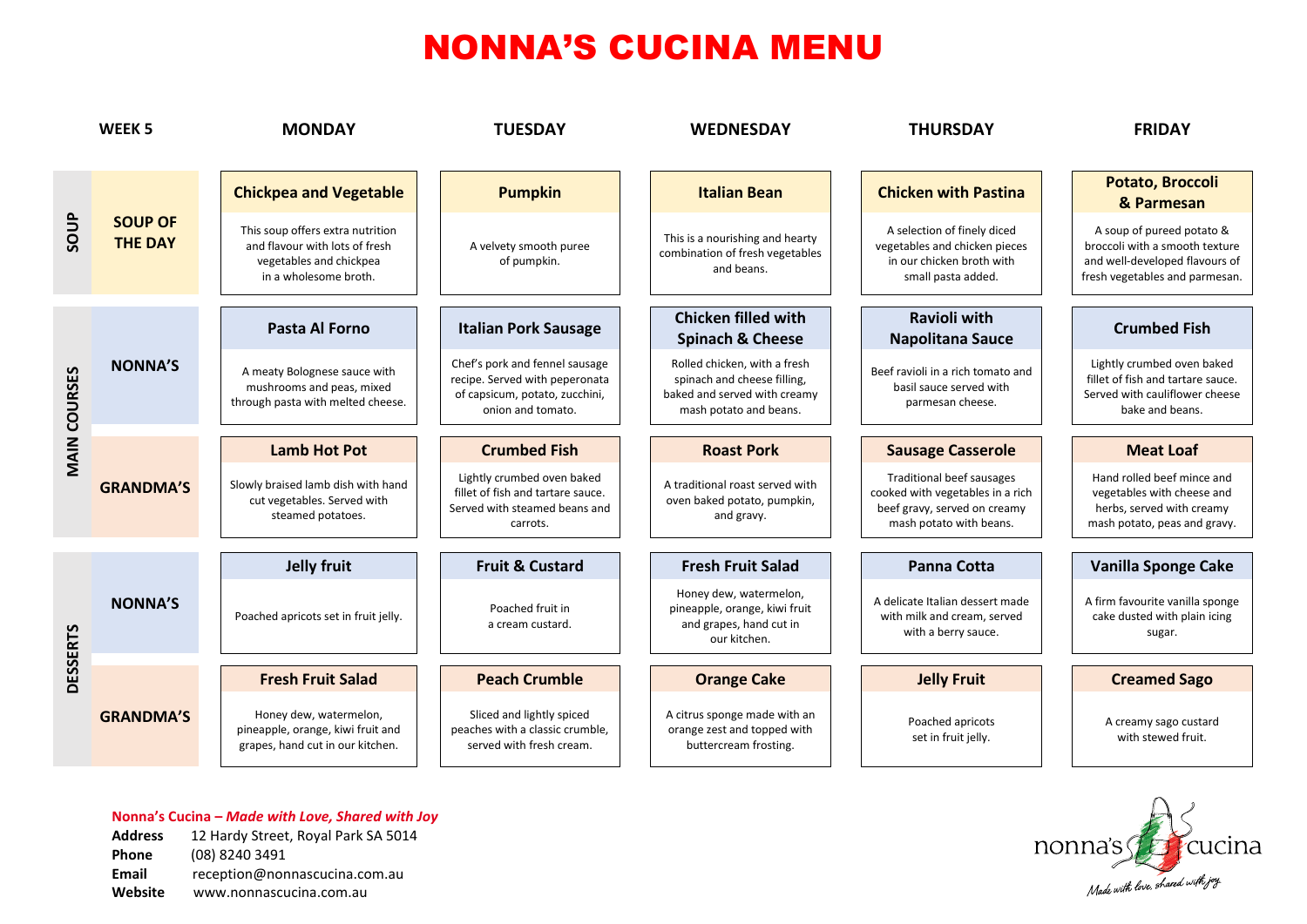# NONNA'S CUCINA MENU

| | WEEK 5 | MONDAY | TUESDAY | WEDNESDAY | THURSDAY | FRIDAY |
|---|---|---|---|---|---|---|
| SOUP | SOUP OF THE DAY | **Chickpea and Vegetable**<br>This soup offers extra nutrition and flavour with lots of fresh vegetables and chickpea in a wholesome broth. | **Pumpkin**<br>A velvety smooth puree of pumpkin. | **Italian Bean**<br>This is a nourishing and hearty combination of fresh vegetables and beans. | **Chicken with Pastina**<br>A selection of finely diced vegetables and chicken pieces in our chicken broth with small pasta added. | **Potato, Broccoli & Parmesan**<br>A soup of pureed potato & broccoli with a smooth texture and well-developed flavours of fresh vegetables and parmesan. |
| MAIN COURSES | NONNA'S | **Pasta Al Forno**<br>A meaty Bolognese sauce with mushrooms and peas, mixed through pasta with melted cheese. | **Italian Pork Sausage**<br>Chef's pork and fennel sausage recipe. Served with peperonata of capsicum, potato, zucchini, onion and tomato. | **Chicken filled with Spinach & Cheese**<br>Rolled chicken, with a fresh spinach and cheese filling, baked and served with creamy mash potato and beans. | **Ravioli with Napolitana Sauce**<br>Beef ravioli in a rich tomato and basil sauce served with parmesan cheese. | **Crumbed Fish**<br>Lightly crumbed oven baked fillet of fish and tartare sauce. Served with cauliflower cheese bake and beans. |
| MAIN COURSES | GRANDMA'S | **Lamb Hot Pot**<br>Slowly braised lamb dish with hand cut vegetables. Served with steamed potatoes. | **Crumbed Fish**<br>Lightly crumbed oven baked fillet of fish and tartare sauce. Served with steamed beans and carrots. | **Roast Pork**<br>A traditional roast served with oven baked potato, pumpkin, and gravy. | **Sausage Casserole**<br>Traditional beef sausages cooked with vegetables in a rich beef gravy, served on creamy mash potato with beans. | **Meat Loaf**<br>Hand rolled beef mince and vegetables with cheese and herbs, served with creamy mash potato, peas and gravy. |
| DESSERTS | NONNA'S | **Jelly fruit**<br>Poached apricots set in fruit jelly. | **Fruit & Custard**<br>Poached fruit in a cream custard. | **Fresh Fruit Salad**<br>Honey dew, watermelon, pineapple, orange, kiwi fruit and grapes, hand cut in our kitchen. | **Panna Cotta**<br>A delicate Italian dessert made with milk and cream, served with a berry sauce. | **Vanilla Sponge Cake**<br>A firm favourite vanilla sponge cake dusted with plain icing sugar. |
| DESSERTS | GRANDMA'S | **Fresh Fruit Salad**<br>Honey dew, watermelon, pineapple, orange, kiwi fruit and grapes, hand cut in our kitchen. | **Peach Crumble**<br>Sliced and lightly spiced peaches with a classic crumble, served with fresh cream. | **Orange Cake**<br>A citrus sponge made with an orange zest and topped with buttercream frosting. | **Jelly Fruit**<br>Poached apricots set in fruit jelly. | **Creamed Sago**<br>A creamy sago custard with stewed fruit. |

**Nonna's Cucina –** ***Made with Love, Shared with Joy***

**Address** 12 Hardy Street, Royal Park SA 5014
**Phone** (08) 8240 3491
**Email** reception@nonnascucina.com.au
**Website** www.nonnascucina.com.au

nonna's cucina
*Made with love, shared with joy.*